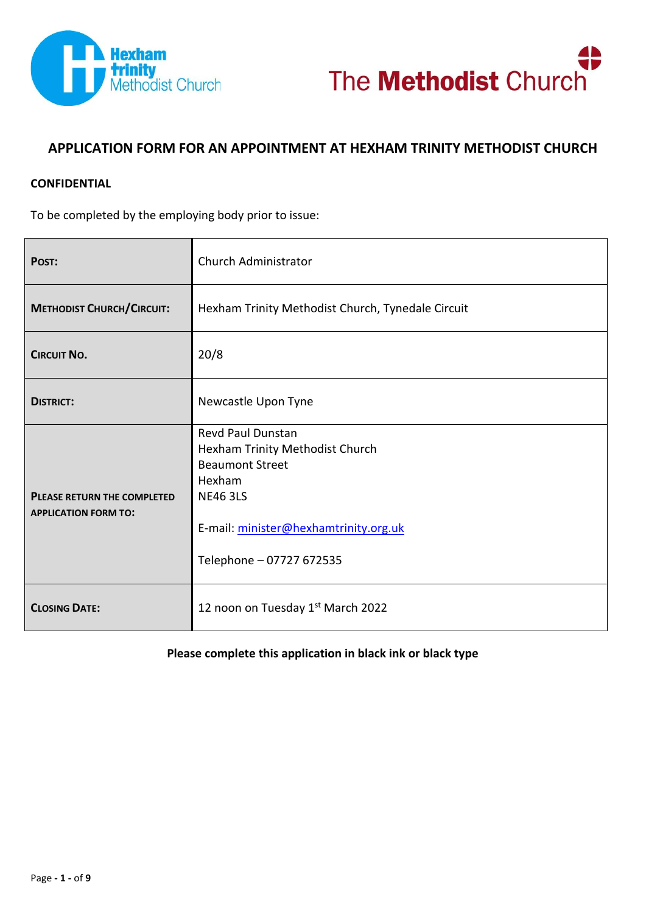Hexham trinity Methodist Church

The Methodist Church

# APPLICATION FORM FOR AN APPOINTMENT AT HEXHAM TRINITY METHODIST CHURCH

**CONFIDENTIAL**

To be completed by the employing body prior to issue:

| | |
|---|---|
| **POST:** | Church Administrator |
| **METHODIST CHURCH/CIRCUIT:** | Hexham Trinity Methodist Church, Tynedale Circuit |
| **CIRCUIT NO.** | 20/8 |
| **DISTRICT:** | Newcastle Upon Tyne |
| **PLEASE RETURN THE COMPLETED APPLICATION FORM TO:** | Revd Paul Dunstan<br>Hexham Trinity Methodist Church<br>Beaumont Street<br>Hexham<br>NE46 3LS<br><br>E-mail: minister@hexhamtrinity.org.uk<br><br>Telephone – 07727 672535 |
| **CLOSING DATE:** | 12 noon on Tuesday 1st March 2022 |

**Please complete this application in black ink or black type**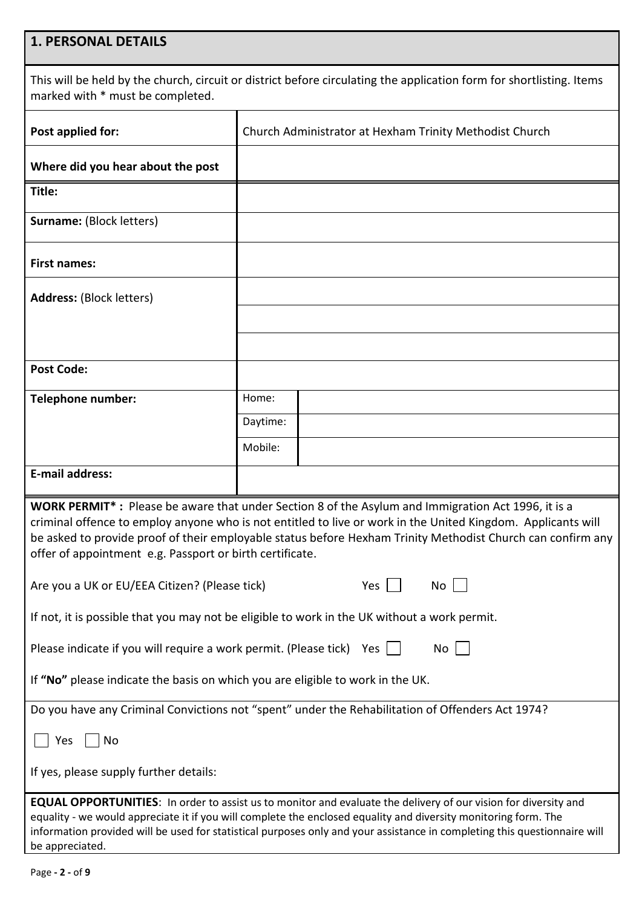## 1. PERSONAL DETAILS

This will be held by the church, circuit or district before circulating the application form for shortlisting. Items marked with * must be completed.

| | | |
|---|---|---|
| **Post applied for:** | Church Administrator at Hexham Trinity Methodist Church | |
| **Where did you hear about the post** | | |
| **Title:** | | |
| **Surname:** (Block letters) | | |
| **First names:** | | |
| **Address:** (Block letters) | | |
| | | |
| | | |
| **Post Code:** | | |
| **Telephone number:** | Home: | |
| | Daytime: | |
| | Mobile: | |
| **E-mail address:** | | |

**WORK PERMIT\* :** Please be aware that under Section 8 of the Asylum and Immigration Act 1996, it is a criminal offence to employ anyone who is not entitled to live or work in the United Kingdom. Applicants will be asked to provide proof of their employable status before Hexham Trinity Methodist Church can confirm any offer of appointment e.g. Passport or birth certificate.

Are you a UK or EU/EEA Citizen? (Please tick) Yes ☐ No ☐

If not, it is possible that you may not be eligible to work in the UK without a work permit.

Please indicate if you will require a work permit. (Please tick) Yes ☐ No ☐

If **"No"** please indicate the basis on which you are eligible to work in the UK.

Do you have any Criminal Convictions not "spent" under the Rehabilitation of Offenders Act 1974?

☐ Yes ☐ No

If yes, please supply further details:

**EQUAL OPPORTUNITIES**: In order to assist us to monitor and evaluate the delivery of our vision for diversity and equality - we would appreciate it if you will complete the enclosed equality and diversity monitoring form. The information provided will be used for statistical purposes only and your assistance in completing this questionnaire will be appreciated.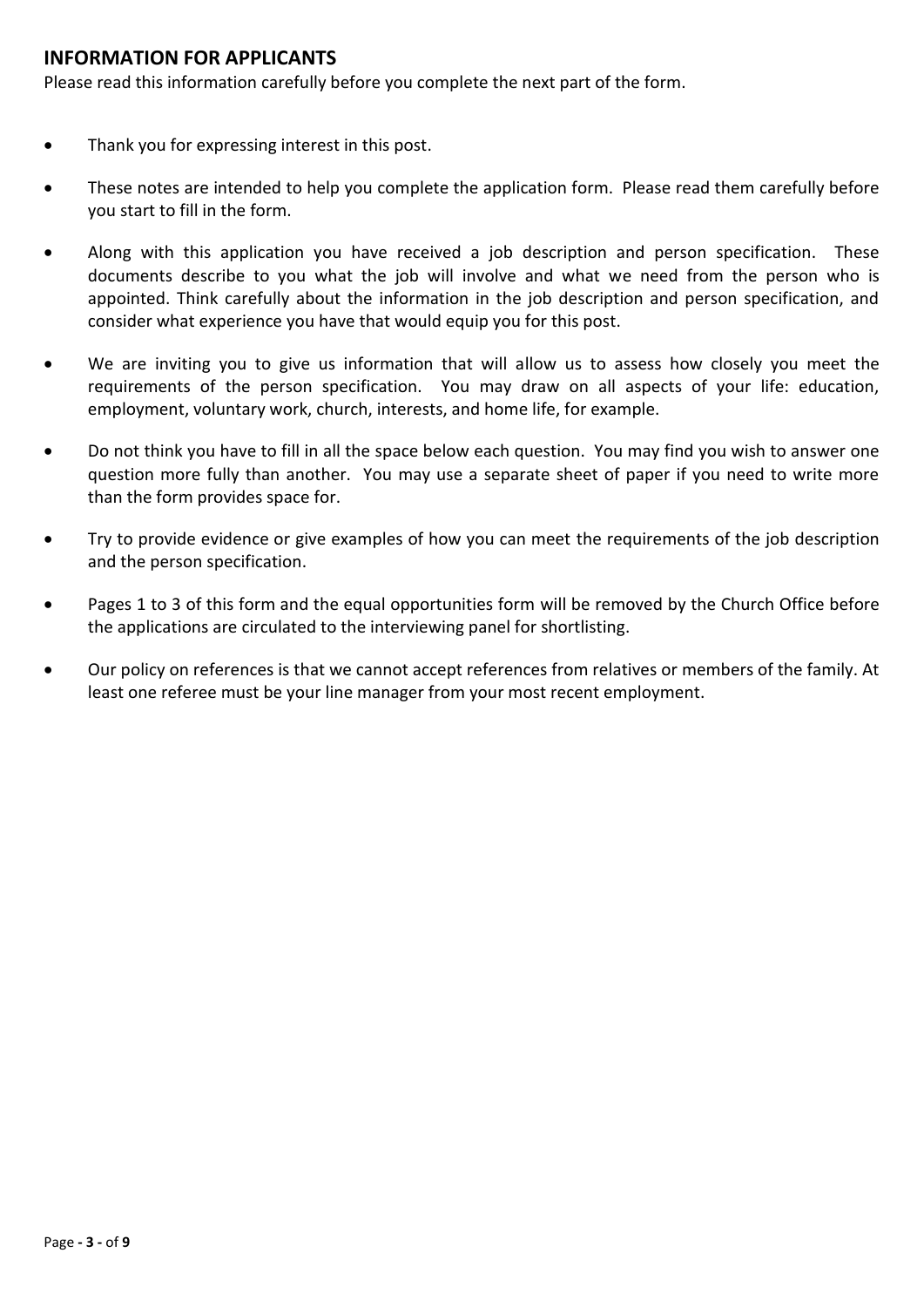## INFORMATION FOR APPLICANTS

Please read this information carefully before you complete the next part of the form.

- Thank you for expressing interest in this post.
- These notes are intended to help you complete the application form. Please read them carefully before you start to fill in the form.
- Along with this application you have received a job description and person specification. These documents describe to you what the job will involve and what we need from the person who is appointed. Think carefully about the information in the job description and person specification, and consider what experience you have that would equip you for this post.
- We are inviting you to give us information that will allow us to assess how closely you meet the requirements of the person specification. You may draw on all aspects of your life: education, employment, voluntary work, church, interests, and home life, for example.
- Do not think you have to fill in all the space below each question. You may find you wish to answer one question more fully than another. You may use a separate sheet of paper if you need to write more than the form provides space for.
- Try to provide evidence or give examples of how you can meet the requirements of the job description and the person specification.
- Pages 1 to 3 of this form and the equal opportunities form will be removed by the Church Office before the applications are circulated to the interviewing panel for shortlisting.
- Our policy on references is that we cannot accept references from relatives or members of the family. At least one referee must be your line manager from your most recent employment.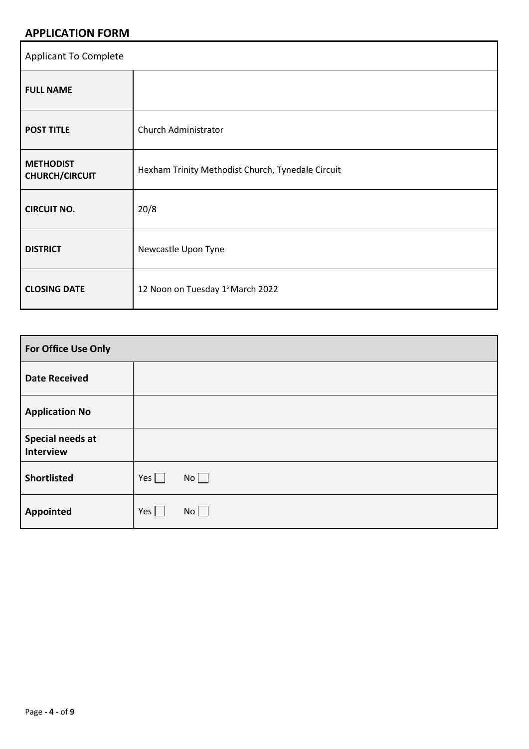## APPLICATION FORM

| Applicant To Complete | |
|---|---|
| **FULL NAME** | |
| **POST TITLE** | Church Administrator |
| **METHODIST CHURCH/CIRCUIT** | Hexham Trinity Methodist Church, Tynedale Circuit |
| **CIRCUIT NO.** | 20/8 |
| **DISTRICT** | Newcastle Upon Tyne |
| **CLOSING DATE** | 12 Noon on Tuesday 1s March 2022 |

| **For Office Use Only** | |
|---|---|
| **Date Received** | |
| **Application No** | |
| **Special needs at Interview** | |
| **Shortlisted** | Yes ☐ No ☐ |
| **Appointed** | Yes ☐ No ☐ |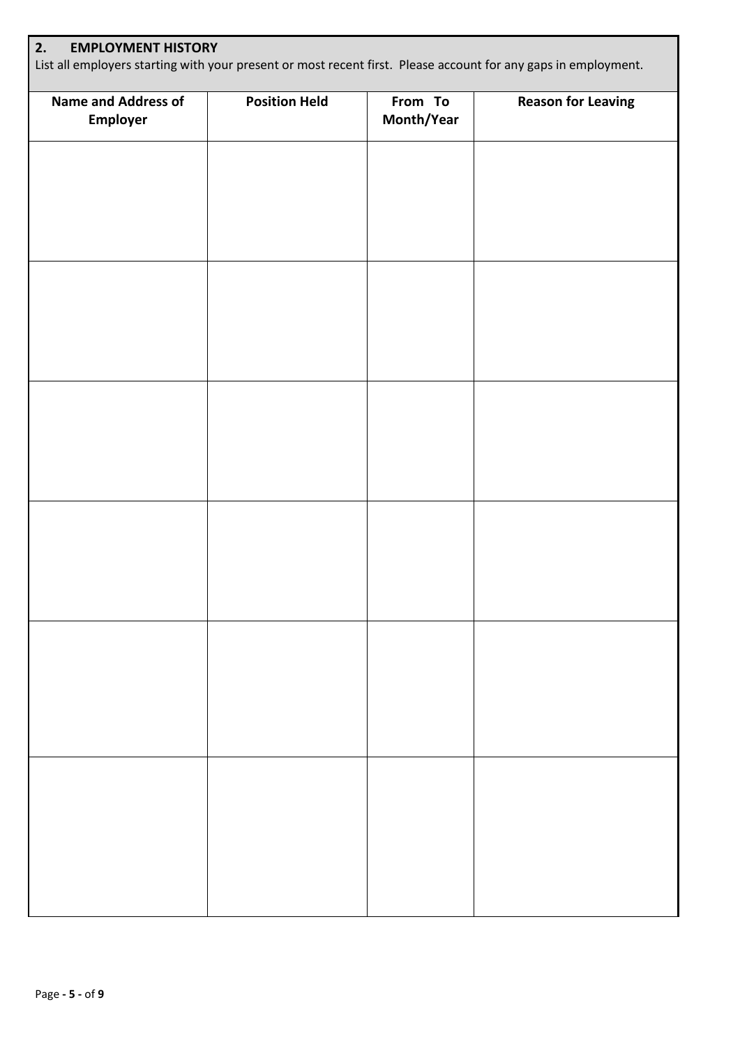## 2. EMPLOYMENT HISTORY

List all employers starting with your present or most recent first. Please account for any gaps in employment.

| Name and Address of Employer | Position Held | From To Month/Year | Reason for Leaving |
|---|---|---|---|
| | | | |
| | | | |
| | | | |
| | | | |
| | | | |
| | | | |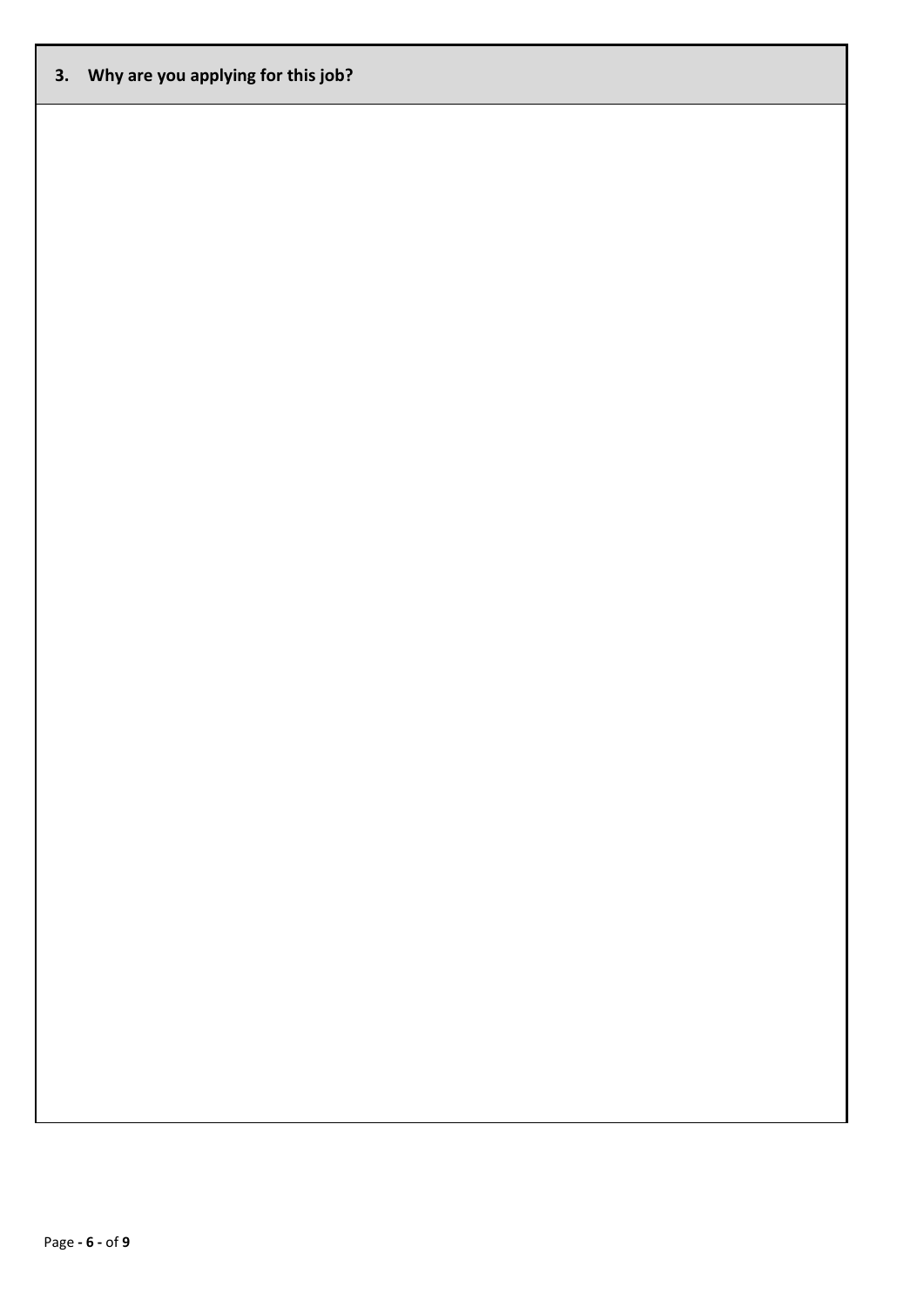## 3. Why are you applying for this job?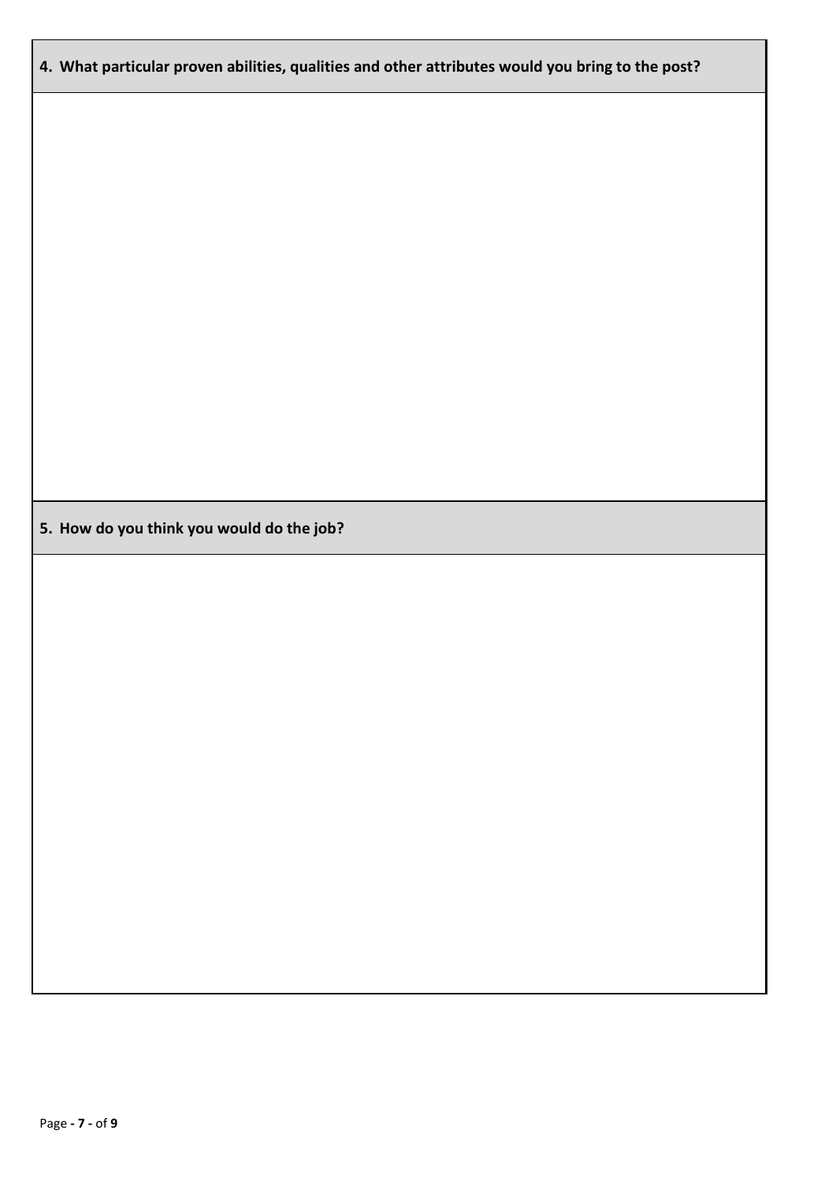**4. What particular proven abilities, qualities and other attributes would you bring to the post?**

**5. How do you think you would do the job?**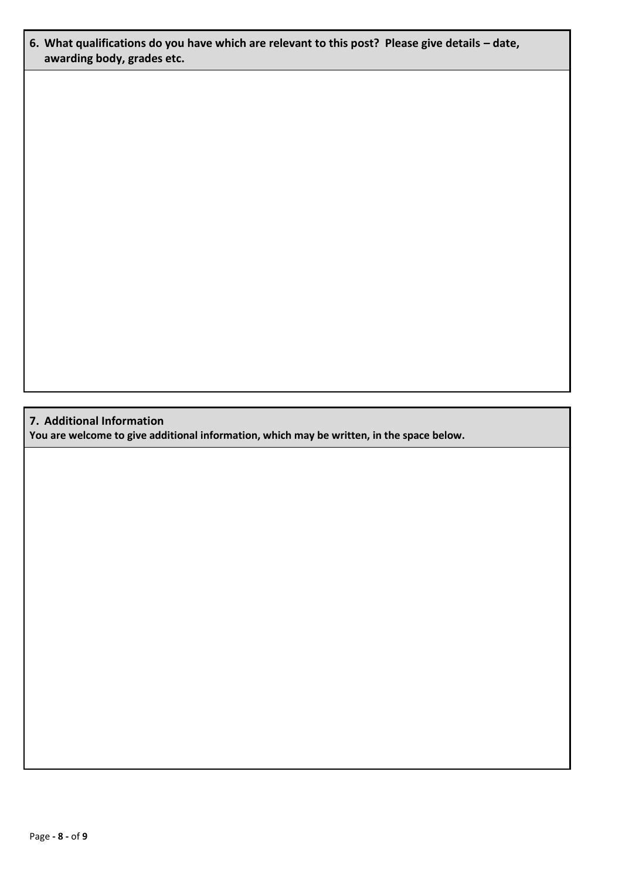**6. What qualifications do you have which are relevant to this post? Please give details – date, awarding body, grades etc.**

**7. Additional Information**

**You are welcome to give additional information, which may be written, in the space below.**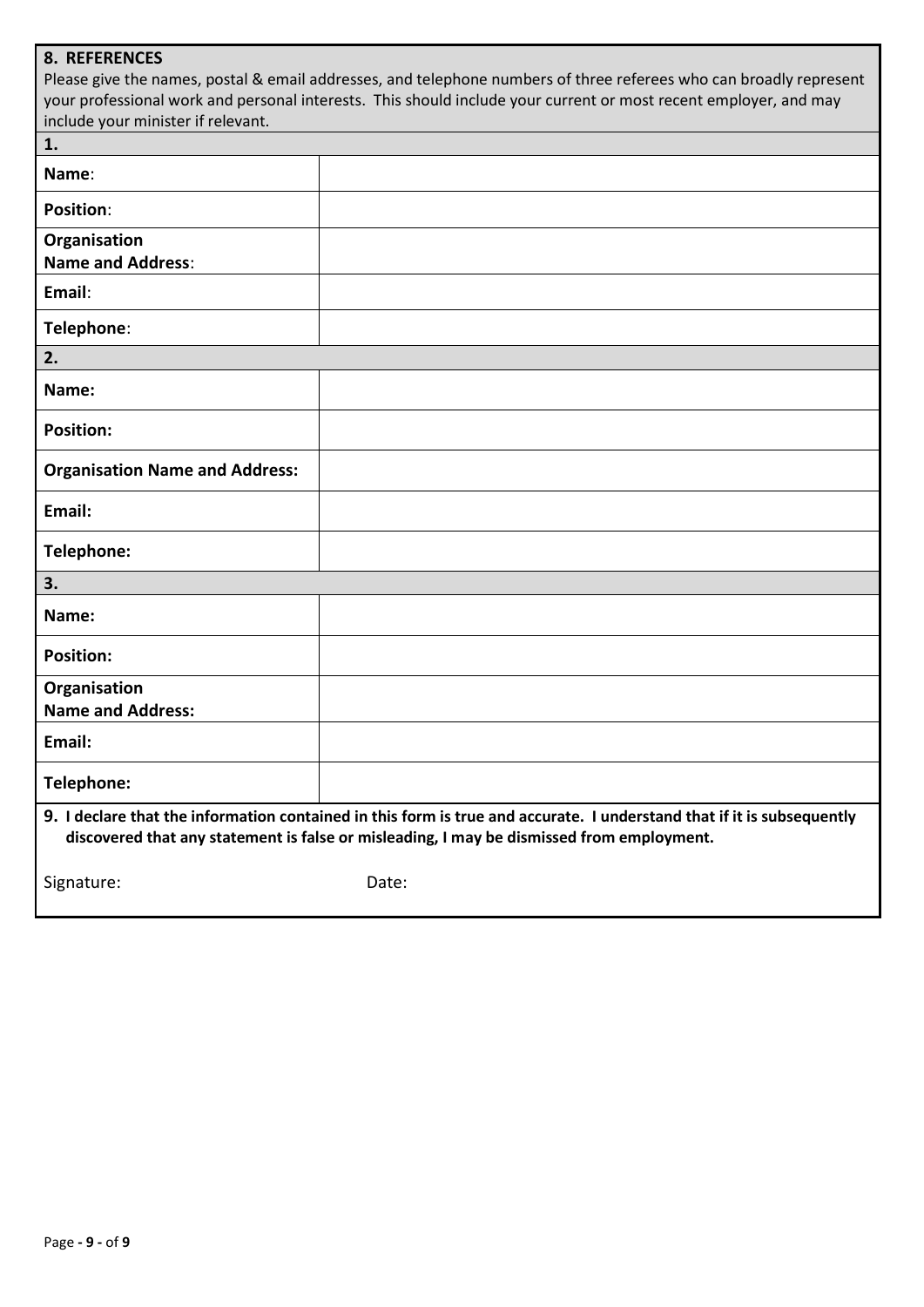## 8. REFERENCES

Please give the names, postal & email addresses, and telephone numbers of three referees who can broadly represent your professional work and personal interests. This should include your current or most recent employer, and may include your minister if relevant.

| | |
|---|---|
| **1.** | |
| **Name**: | |
| **Position**: | |
| **Organisation Name and Address**: | |
| **Email**: | |
| **Telephone**: | |
| **2.** | |
| **Name:** | |
| **Position:** | |
| **Organisation Name and Address:** | |
| **Email:** | |
| **Telephone:** | |
| **3.** | |
| **Name:** | |
| **Position:** | |
| **Organisation Name and Address:** | |
| **Email:** | |
| **Telephone:** | |

**9. I declare that the information contained in this form is true and accurate. I understand that if it is subsequently discovered that any statement is false or misleading, I may be dismissed from employment.**

Signature: Date: